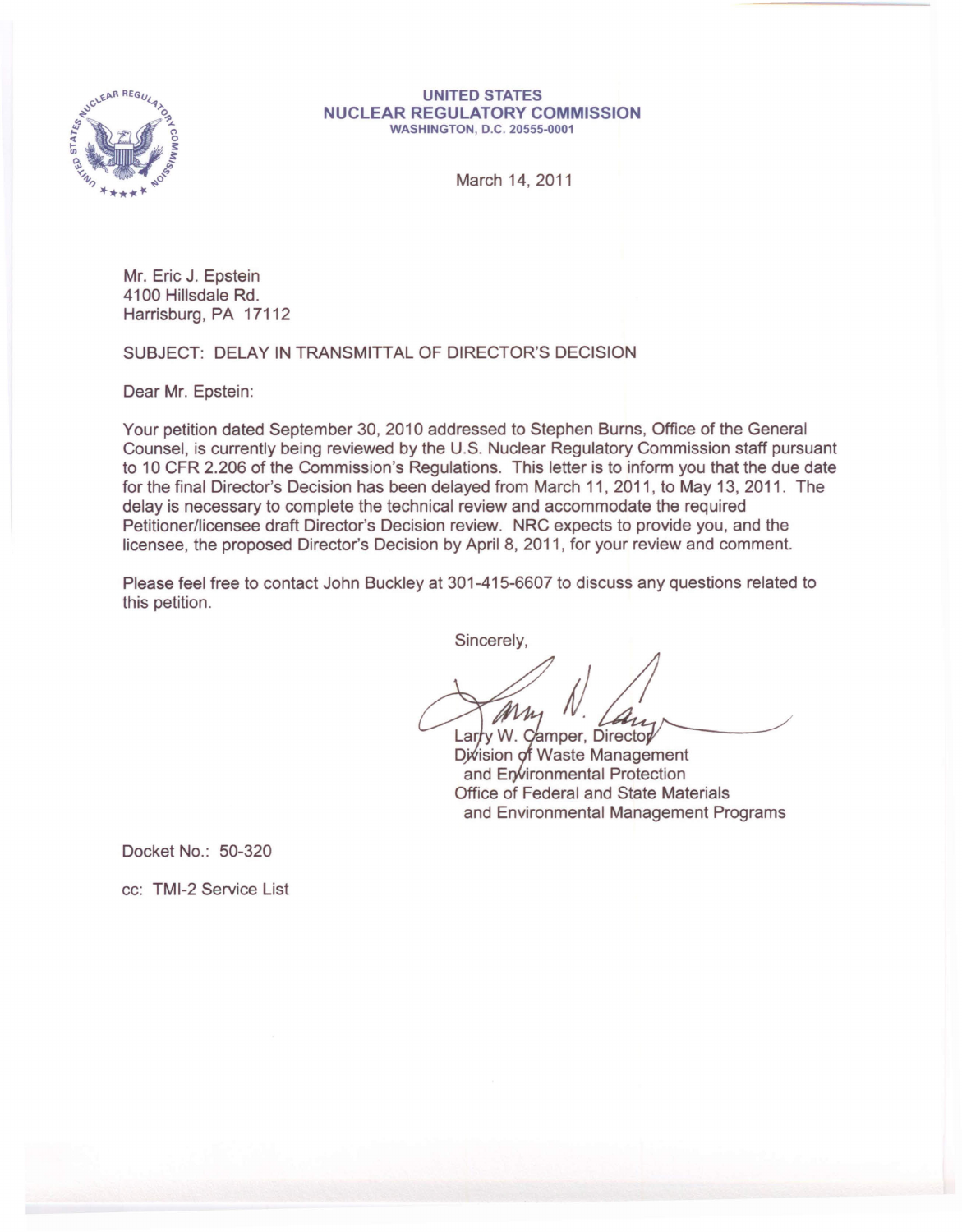**UNITED STATES**
**NUCLEAR REGULATORY COMMISSION**
**WASHINGTON, D.C. 20555-0001**

March 14, 2011

Mr. Eric J. Epstein
4100 Hillsdale Rd.
Harrisburg, PA 17112

SUBJECT: DELAY IN TRANSMITTAL OF DIRECTOR'S DECISION

Dear Mr. Epstein:

Your petition dated September 30, 2010 addressed to Stephen Burns, Office of the General Counsel, is currently being reviewed by the U.S. Nuclear Regulatory Commission staff pursuant to 10 CFR 2.206 of the Commission's Regulations. This letter is to inform you that the due date for the final Director's Decision has been delayed from March 11, 2011, to May 13, 2011. The delay is necessary to complete the technical review and accommodate the required Petitioner/licensee draft Director's Decision review. NRC expects to provide you, and the licensee, the proposed Director's Decision by April 8, 2011, for your review and comment.

Please feel free to contact John Buckley at 301-415-6607 to discuss any questions related to this petition.

Sincerely,

Larry W. Camper, Director
Division of Waste Management
and Environmental Protection
Office of Federal and State Materials
and Environmental Management Programs

Docket No.: 50-320

cc: TMI-2 Service List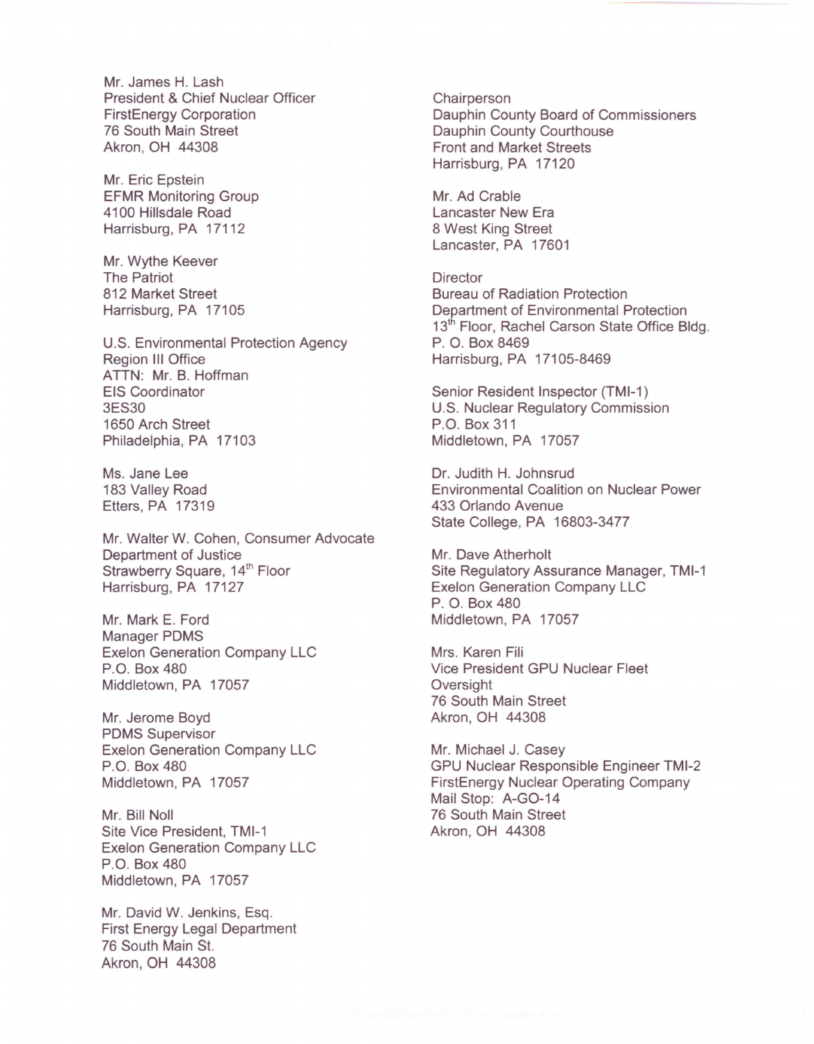Mr. James H. Lash
President & Chief Nuclear Officer
FirstEnergy Corporation
76 South Main Street
Akron, OH 44308

Mr. Eric Epstein
EFMR Monitoring Group
4100 Hillsdale Road
Harrisburg, PA 17112

Mr. Wythe Keever
The Patriot
812 Market Street
Harrisburg, PA 17105

U.S. Environmental Protection Agency
Region III Office
ATTN: Mr. B. Hoffman
EIS Coordinator
3ES30
1650 Arch Street
Philadelphia, PA 17103

Ms. Jane Lee
183 Valley Road
Etters, PA 17319

Mr. Walter W. Cohen, Consumer Advocate
Department of Justice
Strawberry Square, 14th Floor
Harrisburg, PA 17127

Mr. Mark E. Ford
Manager PDMS
Exelon Generation Company LLC
P.O. Box 480
Middletown, PA 17057

Mr. Jerome Boyd
PDMS Supervisor
Exelon Generation Company LLC
P.O. Box 480
Middletown, PA 17057

Mr. Bill Noll
Site Vice President, TMI-1
Exelon Generation Company LLC
P.O. Box 480
Middletown, PA 17057

Mr. David W. Jenkins, Esq.
First Energy Legal Department
76 South Main St.
Akron, OH 44308

Chairperson
Dauphin County Board of Commissioners
Dauphin County Courthouse
Front and Market Streets
Harrisburg, PA 17120

Mr. Ad Crable
Lancaster New Era
8 West King Street
Lancaster, PA 17601

Director
Bureau of Radiation Protection
Department of Environmental Protection
13th Floor, Rachel Carson State Office Bldg.
P. O. Box 8469
Harrisburg, PA 17105-8469

Senior Resident Inspector (TMI-1)
U.S. Nuclear Regulatory Commission
P.O. Box 311
Middletown, PA 17057

Dr. Judith H. Johnsrud
Environmental Coalition on Nuclear Power
433 Orlando Avenue
State College, PA 16803-3477

Mr. Dave Atherholt
Site Regulatory Assurance Manager, TMI-1
Exelon Generation Company LLC
P. O. Box 480
Middletown, PA 17057

Mrs. Karen Fili
Vice President GPU Nuclear Fleet
Oversight
76 South Main Street
Akron, OH 44308

Mr. Michael J. Casey
GPU Nuclear Responsible Engineer TMI-2
FirstEnergy Nuclear Operating Company
Mail Stop: A-GO-14
76 South Main Street
Akron, OH 44308